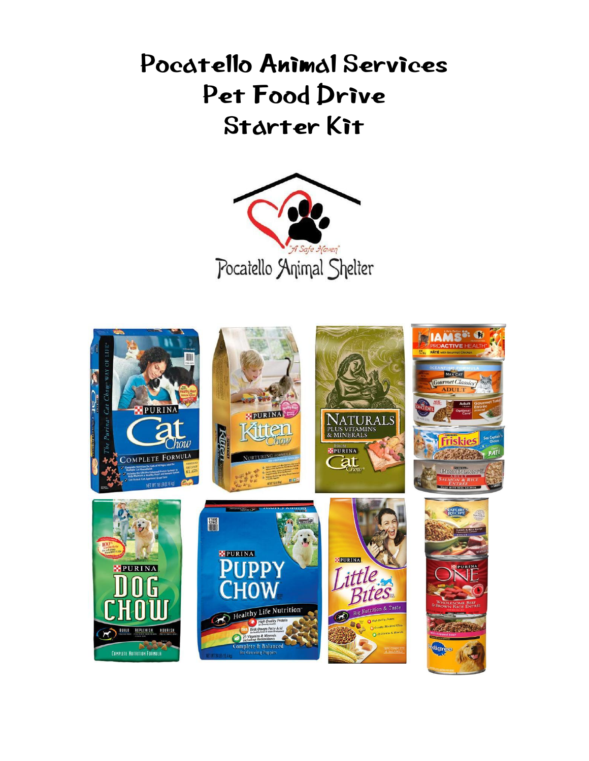# Pocatello Animal Services
# Pet Food Drive
# Starter Kit

"A Safe Haven"

Pocatello Animal Shelter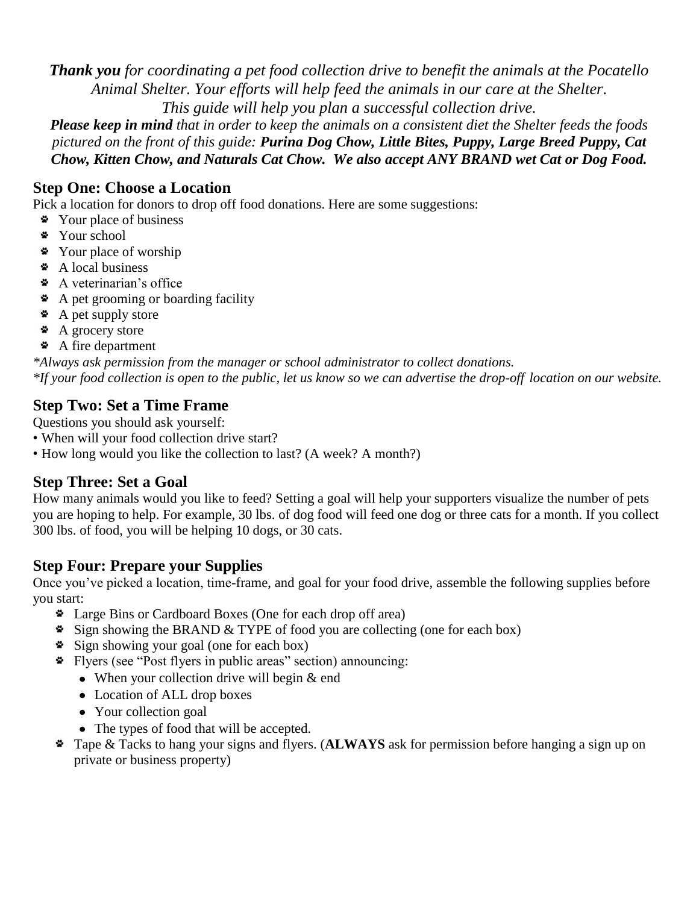***Thank you** for coordinating a pet food collection drive to benefit the animals at the Pocatello Animal Shelter. Your efforts will help feed the animals in our care at the Shelter. This guide will help you plan a successful collection drive.*

***Please keep in mind** that in order to keep the animals on a consistent diet the Shelter feeds the foods pictured on the front of this guide: **Purina Dog Chow, Little Bites, Puppy, Large Breed Puppy, Cat Chow, Kitten Chow, and Naturals Cat Chow. We also accept ANY BRAND wet Cat or Dog Food.***

## Step One: Choose a Location

Pick a location for donors to drop off food donations. Here are some suggestions:

- Your place of business
- Your school
- Your place of worship
- A local business
- A veterinarian's office
- A pet grooming or boarding facility
- A pet supply store
- A grocery store
- A fire department

*\*Always ask permission from the manager or school administrator to collect donations.*

*\*If your food collection is open to the public, let us know so we can advertise the drop-off location on our website.*

## Step Two: Set a Time Frame

Questions you should ask yourself:

- When will your food collection drive start?
- How long would you like the collection to last? (A week? A month?)

## Step Three: Set a Goal

How many animals would you like to feed? Setting a goal will help your supporters visualize the number of pets you are hoping to help. For example, 30 lbs. of dog food will feed one dog or three cats for a month. If you collect 300 lbs. of food, you will be helping 10 dogs, or 30 cats.

## Step Four: Prepare your Supplies

Once you've picked a location, time-frame, and goal for your food drive, assemble the following supplies before you start:

- Large Bins or Cardboard Boxes (One for each drop off area)
- Sign showing the BRAND & TYPE of food you are collecting (one for each box)
- Sign showing your goal (one for each box)
- Flyers (see "Post flyers in public areas" section) announcing:
  - When your collection drive will begin & end
  - Location of ALL drop boxes
  - Your collection goal
  - The types of food that will be accepted.
- Tape & Tacks to hang your signs and flyers. (**ALWAYS** ask for permission before hanging a sign up on private or business property)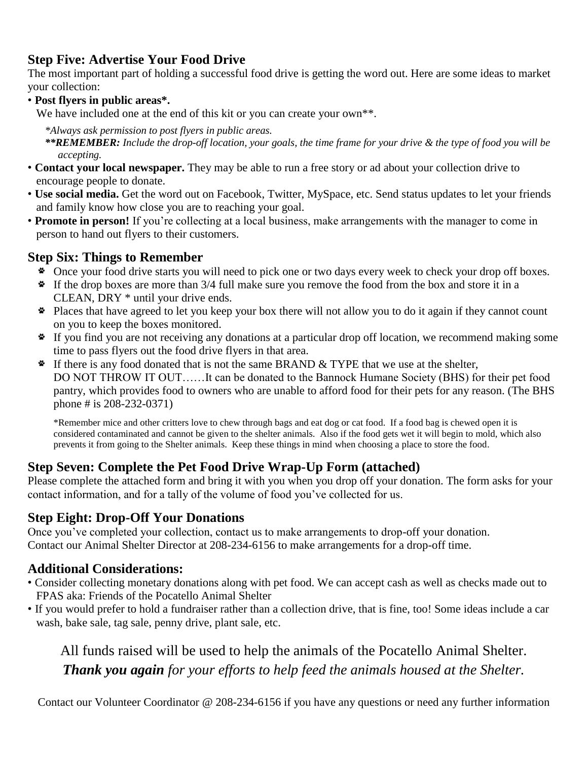## Step Five: Advertise Your Food Drive

The most important part of holding a successful food drive is getting the word out. Here are some ideas to market your collection:

- **Post flyers in public areas*.**
  We have included one at the end of this kit or you can create your own**.

  *\*Always ask permission to post flyers in public areas.*

  ***\*\*REMEMBER:** Include the drop-off location, your goals, the time frame for your drive & the type of food you will be accepting.*
- **Contact your local newspaper.** They may be able to run a free story or ad about your collection drive to encourage people to donate.
- **Use social media.** Get the word out on Facebook, Twitter, MySpace, etc. Send status updates to let your friends and family know how close you are to reaching your goal.
- **Promote in person!** If you're collecting at a local business, make arrangements with the manager to come in person to hand out flyers to their customers.

## Step Six: Things to Remember

- Once your food drive starts you will need to pick one or two days every week to check your drop off boxes.
- If the drop boxes are more than 3/4 full make sure you remove the food from the box and store it in a CLEAN, DRY * until your drive ends.
- Places that have agreed to let you keep your box there will not allow you to do it again if they cannot count on you to keep the boxes monitored.
- If you find you are not receiving any donations at a particular drop off location, we recommend making some time to pass flyers out the food drive flyers in that area.
- If there is any food donated that is not the same BRAND & TYPE that we use at the shelter, DO NOT THROW IT OUT……It can be donated to the Bannock Humane Society (BHS) for their pet food pantry, which provides food to owners who are unable to afford food for their pets for any reason. (The BHS phone # is 208-232-0371)

  *Remember mice and other critters love to chew through bags and eat dog or cat food. If a food bag is chewed open it is considered contaminated and cannot be given to the shelter animals. Also if the food gets wet it will begin to mold, which also prevents it from going to the Shelter animals. Keep these things in mind when choosing a place to store the food.

## Step Seven: Complete the Pet Food Drive Wrap-Up Form (attached)

Please complete the attached form and bring it with you when you drop off your donation. The form asks for your contact information, and for a tally of the volume of food you've collected for us.

## Step Eight: Drop-Off Your Donations

Once you've completed your collection, contact us to make arrangements to drop-off your donation.
Contact our Animal Shelter Director at 208-234-6156 to make arrangements for a drop-off time.

## Additional Considerations:

- Consider collecting monetary donations along with pet food. We can accept cash as well as checks made out to FPAS aka: Friends of the Pocatello Animal Shelter
- If you would prefer to hold a fundraiser rather than a collection drive, that is fine, too! Some ideas include a car wash, bake sale, tag sale, penny drive, plant sale, etc.

All funds raised will be used to help the animals of the Pocatello Animal Shelter.

***Thank you again** for your efforts to help feed the animals housed at the Shelter.*

Contact our Volunteer Coordinator @ 208-234-6156 if you have any questions or need any further information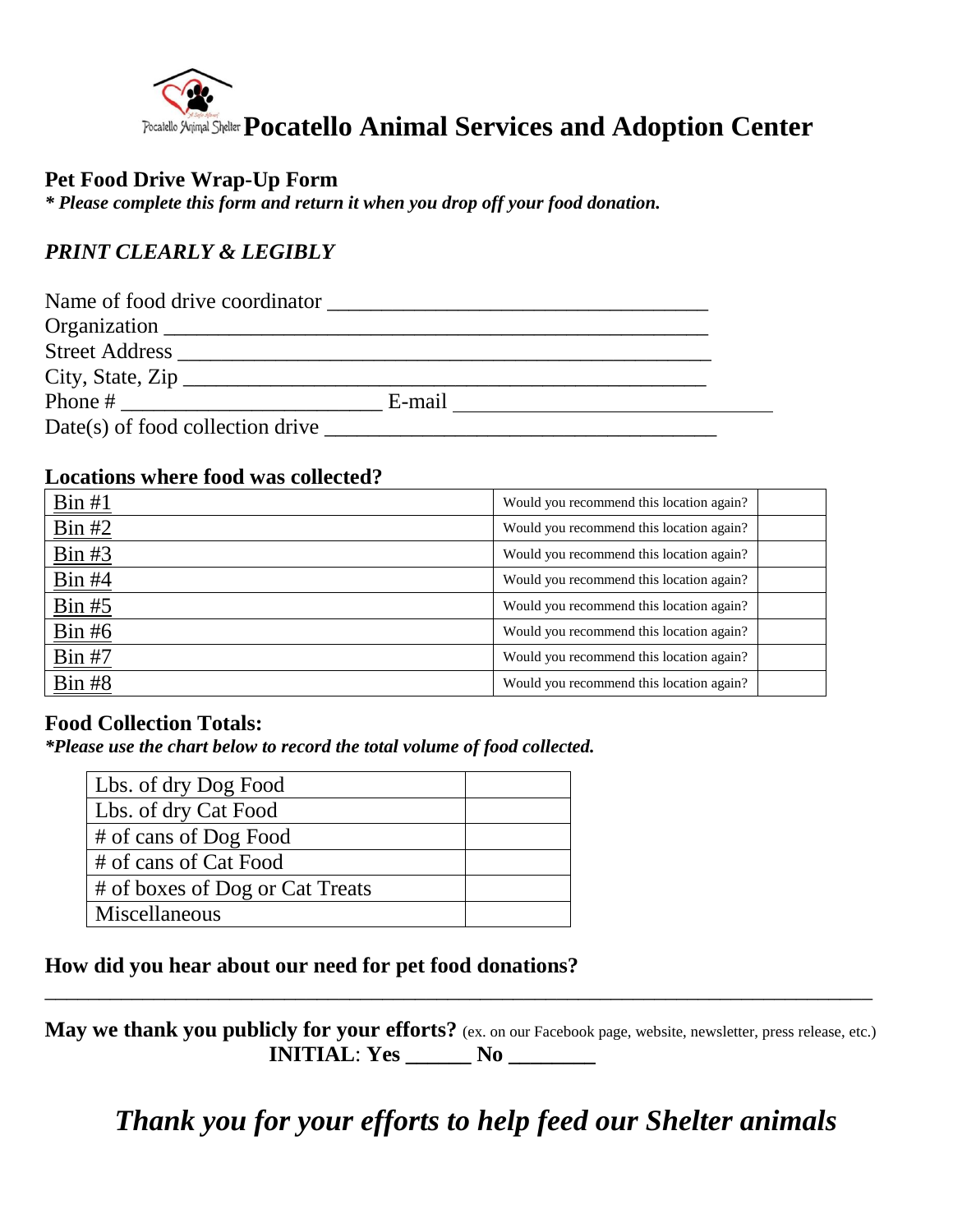# Pocatello Animal Services and Adoption Center

## Pet Food Drive Wrap-Up Form

***** Please complete this form and return it when you drop off your food donation.***

***PRINT CLEARLY & LEGIBLY***

Name of food drive coordinator ___________________________________

Organization ___________________________________________________

Street Address _________________________________________________

City, State, Zip ________________________________________________

Phone # ________________________ E-mail ______________________________

Date(s) of food collection drive ____________________________________

### Locations where food was collected?

| | | |
|---|---|---|
| Bin #1 | Would you recommend this location again? | |
| Bin #2 | Would you recommend this location again? | |
| Bin #3 | Would you recommend this location again? | |
| Bin #4 | Would you recommend this location again? | |
| Bin #5 | Would you recommend this location again? | |
| Bin #6 | Would you recommend this location again? | |
| Bin #7 | Would you recommend this location again? | |
| Bin #8 | Would you recommend this location again? | |

### Food Collection Totals:

**\*Please use the chart below to record the total volume of food collected.***

| | |
|---|---|
| Lbs. of dry Dog Food | |
| Lbs. of dry Cat Food | |
| # of cans of Dog Food | |
| # of cans of Cat Food | |
| # of boxes of Dog or Cat Treats | |
| Miscellaneous | |

### How did you hear about our need for pet food donations?

_____________________________________________________________________________

**May we thank you publicly for your efforts?** (ex. on our Facebook page, website, newsletter, press release, etc.)

**INITIAL**: **Yes ______ No ________**

***Thank you for your efforts to help feed our Shelter animals***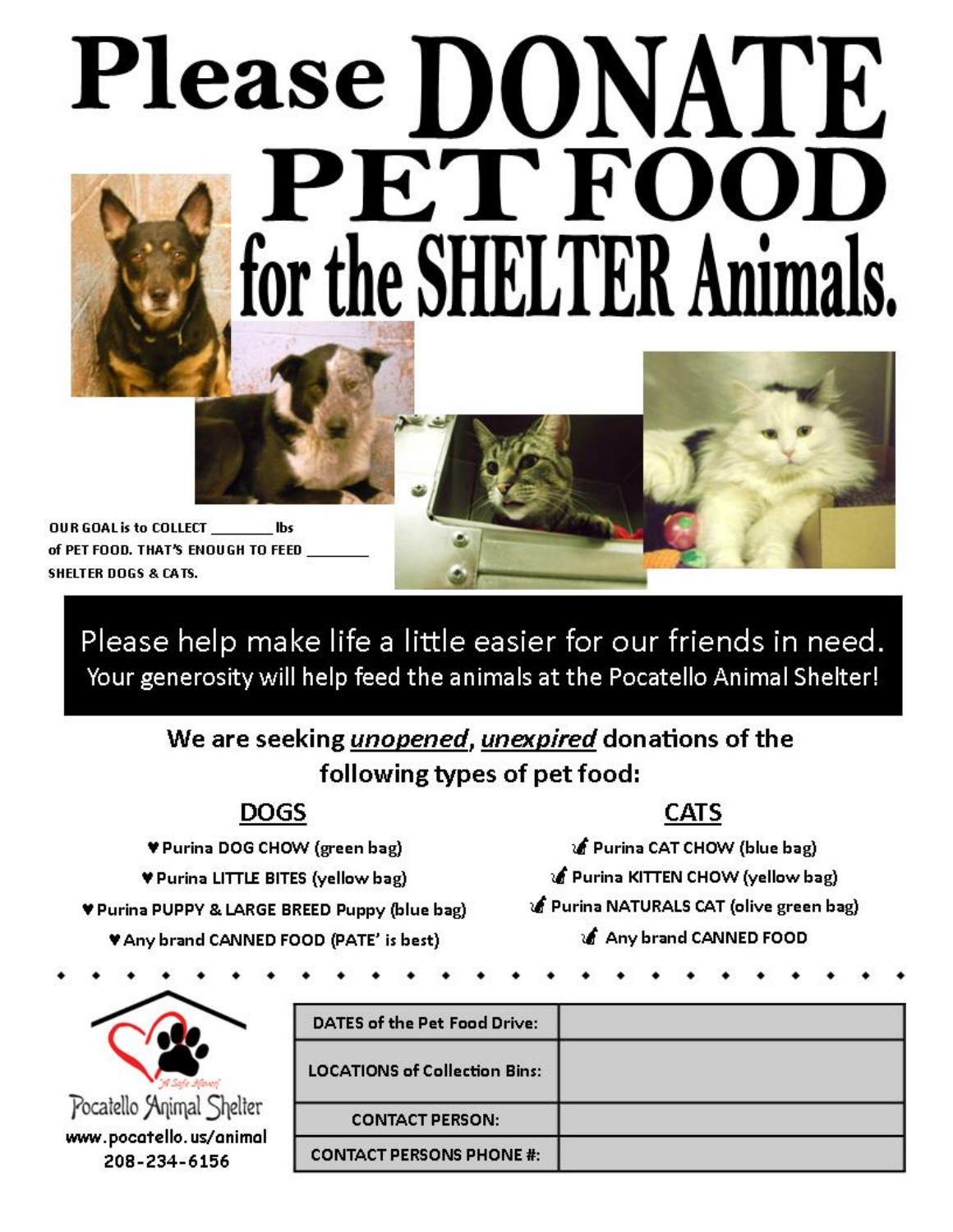# Please DONATE PET FOOD for the SHELTER Animals.

**OUR GOAL is to COLLECT ________ lbs of PET FOOD. THAT'S ENOUGH TO FEED ________ SHELTER DOGS & CATS.**

Please help make life a little easier for our friends in need.
Your generosity will help feed the animals at the Pocatello Animal Shelter!

**We are seeking *unopened*, *unexpired* donations of the following types of pet food:**

## DOGS

- ♥ Purina DOG CHOW (green bag)
- ♥ Purina LITTLE BITES (yellow bag)
- ♥ Purina PUPPY & LARGE BREED Puppy (blue bag)
- ♥ Any brand CANNED FOOD (PATE' is best)

## CATS

- Purina CAT CHOW (blue bag)
- Purina KITTEN CHOW (yellow bag)
- Purina NATURALS CAT (olive green bag)
- Any brand CANNED FOOD

"A Safe Haven"
Pocatello Animal Shelter
www.pocatello.us/animal
208-234-6156

| | |
|---|---|
| DATES of the Pet Food Drive: | |
| LOCATIONS of Collection Bins: | |
| CONTACT PERSON: | |
| CONTACT PERSONS PHONE #: | |